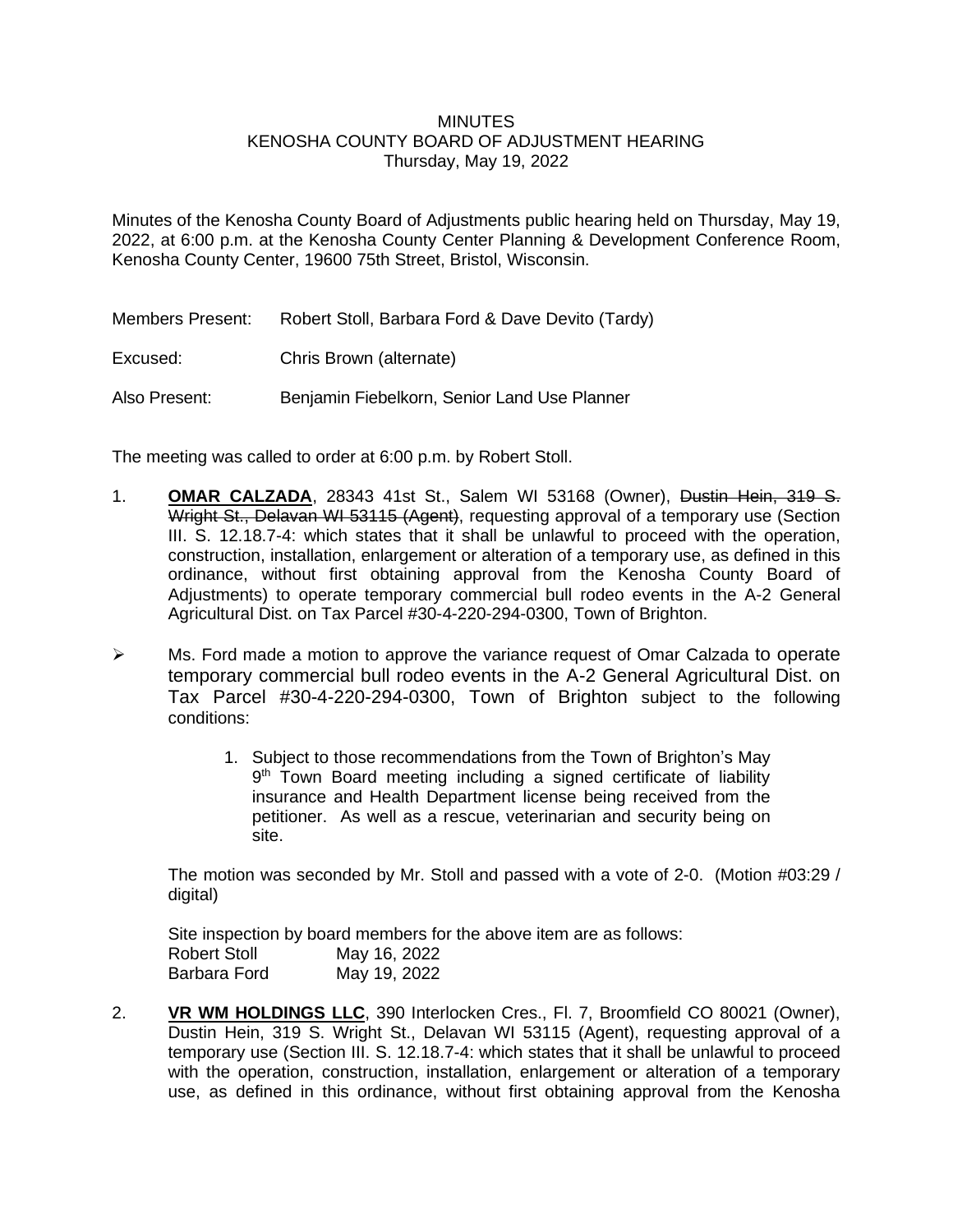MINUTES
KENOSHA COUNTY BOARD OF ADJUSTMENT HEARING
Thursday, May 19, 2022

Minutes of the Kenosha County Board of Adjustments public hearing held on Thursday, May 19, 2022, at 6:00 p.m. at the Kenosha County Center Planning & Development Conference Room, Kenosha County Center, 19600 75th Street, Bristol, Wisconsin.

Members Present: Robert Stoll, Barbara Ford & Dave Devito (Tardy)

Excused: Chris Brown (alternate)

Also Present: Benjamin Fiebelkorn, Senior Land Use Planner

The meeting was called to order at 6:00 p.m. by Robert Stoll.

1. **OMAR CALZADA**, 28343 41st St., Salem WI 53168 (Owner), ~~Dustin Hein, 319 S. Wright St., Delavan WI 53115 (Agent)~~, requesting approval of a temporary use (Section III. S. 12.18.7-4: which states that it shall be unlawful to proceed with the operation, construction, installation, enlargement or alteration of a temporary use, as defined in this ordinance, without first obtaining approval from the Kenosha County Board of Adjustments) to operate temporary commercial bull rodeo events in the A-2 General Agricultural Dist. on Tax Parcel #30-4-220-294-0300, Town of Brighton.

➢ Ms. Ford made a motion to approve the variance request of Omar Calzada to operate temporary commercial bull rodeo events in the A-2 General Agricultural Dist. on Tax Parcel #30-4-220-294-0300, Town of Brighton subject to the following conditions:

    1. Subject to those recommendations from the Town of Brighton's May 9th Town Board meeting including a signed certificate of liability insurance and Health Department license being received from the petitioner. As well as a rescue, veterinarian and security being on site.

    The motion was seconded by Mr. Stoll and passed with a vote of 2-0. (Motion #03:29 / digital)

    Site inspection by board members for the above item are as follows:

    | | |
    |---|---|
    | Robert Stoll | May 16, 2022 |
    | Barbara Ford | May 19, 2022 |

2. **VR WM HOLDINGS LLC**, 390 Interlocken Cres., Fl. 7, Broomfield CO 80021 (Owner), Dustin Hein, 319 S. Wright St., Delavan WI 53115 (Agent), requesting approval of a temporary use (Section III. S. 12.18.7-4: which states that it shall be unlawful to proceed with the operation, construction, installation, enlargement or alteration of a temporary use, as defined in this ordinance, without first obtaining approval from the Kenosha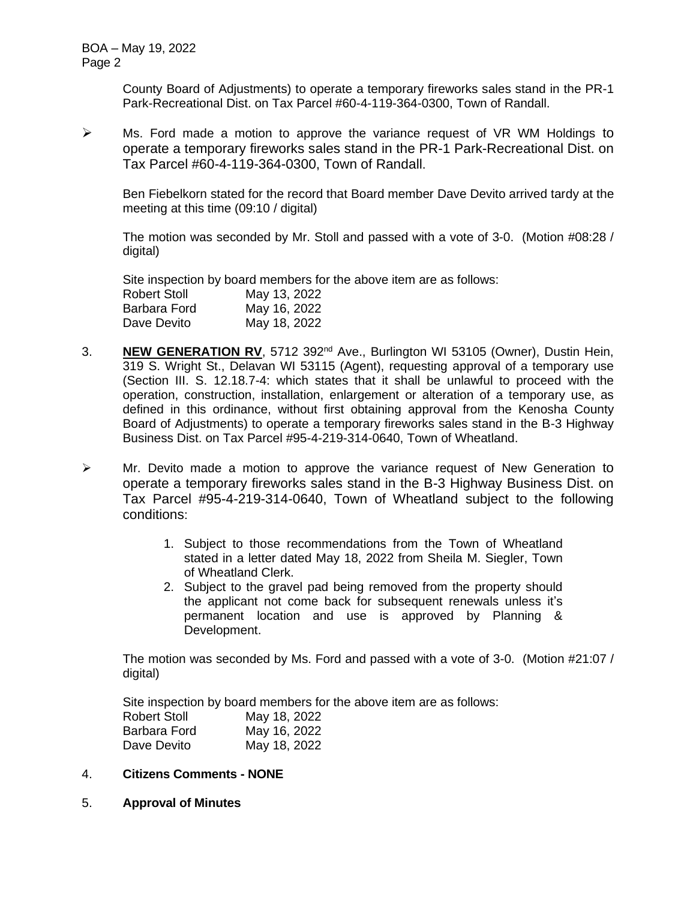County Board of Adjustments) to operate a temporary fireworks sales stand in the PR-1 Park-Recreational Dist. on Tax Parcel #60-4-119-364-0300, Town of Randall.

➢ Ms. Ford made a motion to approve the variance request of VR WM Holdings to operate a temporary fireworks sales stand in the PR-1 Park-Recreational Dist. on Tax Parcel #60-4-119-364-0300, Town of Randall.

Ben Fiebelkorn stated for the record that Board member Dave Devito arrived tardy at the meeting at this time (09:10 / digital)

The motion was seconded by Mr. Stoll and passed with a vote of 3-0. (Motion #08:28 / digital)

Site inspection by board members for the above item are as follows:

| | |
|---|---|
| Robert Stoll | May 13, 2022 |
| Barbara Ford | May 16, 2022 |
| Dave Devito | May 18, 2022 |

3. **NEW GENERATION RV**, 5712 392nd Ave., Burlington WI 53105 (Owner), Dustin Hein, 319 S. Wright St., Delavan WI 53115 (Agent), requesting approval of a temporary use (Section III. S. 12.18.7-4: which states that it shall be unlawful to proceed with the operation, construction, installation, enlargement or alteration of a temporary use, as defined in this ordinance, without first obtaining approval from the Kenosha County Board of Adjustments) to operate a temporary fireworks sales stand in the B-3 Highway Business Dist. on Tax Parcel #95-4-219-314-0640, Town of Wheatland.

➢ Mr. Devito made a motion to approve the variance request of New Generation to operate a temporary fireworks sales stand in the B-3 Highway Business Dist. on Tax Parcel #95-4-219-314-0640, Town of Wheatland subject to the following conditions:

   1. Subject to those recommendations from the Town of Wheatland stated in a letter dated May 18, 2022 from Sheila M. Siegler, Town of Wheatland Clerk.
   2. Subject to the gravel pad being removed from the property should the applicant not come back for subsequent renewals unless it's permanent location and use is approved by Planning & Development.

The motion was seconded by Ms. Ford and passed with a vote of 3-0. (Motion #21:07 / digital)

Site inspection by board members for the above item are as follows:

| | |
|---|---|
| Robert Stoll | May 18, 2022 |
| Barbara Ford | May 16, 2022 |
| Dave Devito | May 18, 2022 |

4. **Citizens Comments - NONE**

5. **Approval of Minutes**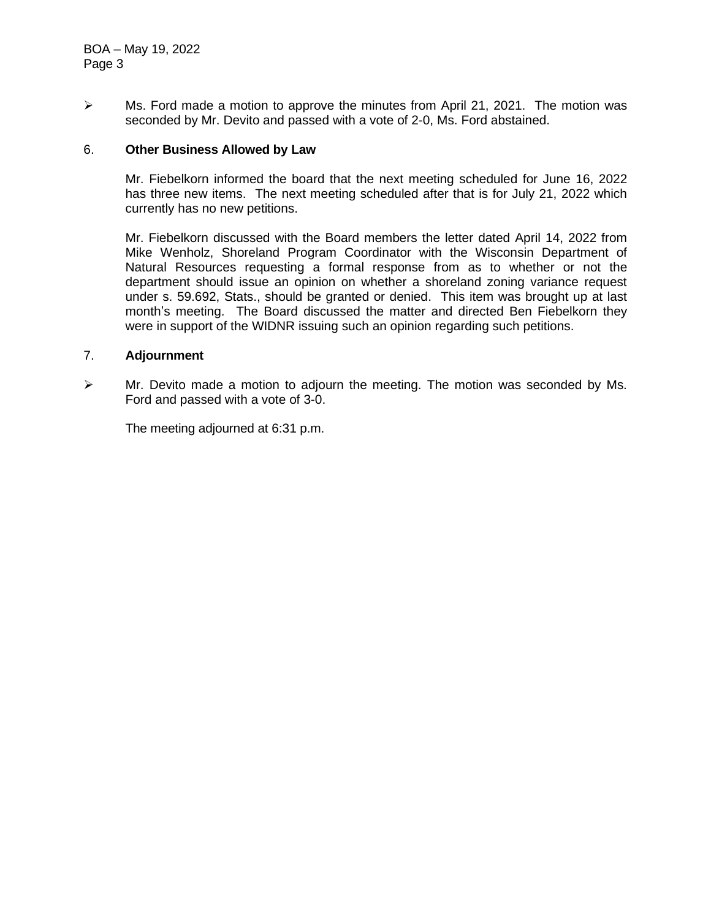- Ms. Ford made a motion to approve the minutes from April 21, 2021. The motion was seconded by Mr. Devito and passed with a vote of 2-0, Ms. Ford abstained.

6. **Other Business Allowed by Law**

   Mr. Fiebelkorn informed the board that the next meeting scheduled for June 16, 2022 has three new items. The next meeting scheduled after that is for July 21, 2022 which currently has no new petitions.

   Mr. Fiebelkorn discussed with the Board members the letter dated April 14, 2022 from Mike Wenholz, Shoreland Program Coordinator with the Wisconsin Department of Natural Resources requesting a formal response from as to whether or not the department should issue an opinion on whether a shoreland zoning variance request under s. 59.692, Stats., should be granted or denied. This item was brought up at last month's meeting. The Board discussed the matter and directed Ben Fiebelkorn they were in support of the WIDNR issuing such an opinion regarding such petitions.

7. **Adjournment**

- Mr. Devito made a motion to adjourn the meeting. The motion was seconded by Ms. Ford and passed with a vote of 3-0.

  The meeting adjourned at 6:31 p.m.